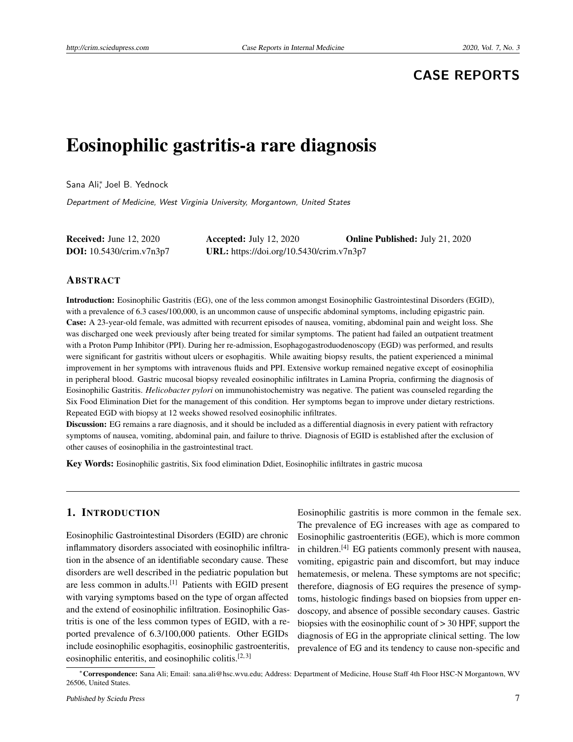**CASE REPORTS**

# Eosinophilic gastritis-a rare diagnosis

Sana Ali[*], Joel B. Yednock

*Department of Medicine, West Virginia University, Morgantown, United States*

**Received:** June 12, 2020 **Accepted:** July 12, 2020 **Online Published:** July 21, 2020
**DOI:** 10.5430/crim.v7n3p7 **URL:** https://doi.org/10.5430/crim.v7n3p7

## Abstract

**Introduction:** Eosinophilic Gastritis (EG), one of the less common amongst Eosinophilic Gastrointestinal Disorders (EGID), with a prevalence of 6.3 cases/100,000, is an uncommon cause of unspecific abdominal symptoms, including epigastric pain.
**Case:** A 23-year-old female, was admitted with recurrent episodes of nausea, vomiting, abdominal pain and weight loss. She was discharged one week previously after being treated for similar symptoms. The patient had failed an outpatient treatment with a Proton Pump Inhibitor (PPI). During her re-admission, Esophagogastroduodenoscopy (EGD) was performed, and results were significant for gastritis without ulcers or esophagitis. While awaiting biopsy results, the patient experienced a minimal improvement in her symptoms with intravenous fluids and PPI. Extensive workup remained negative except of eosinophilia in peripheral blood. Gastric mucosal biopsy revealed eosinophilic infiltrates in Lamina Propria, confirming the diagnosis of Eosinophilic Gastritis. *Helicobacter pylori* on immunohistochemistry was negative. The patient was counseled regarding the Six Food Elimination Diet for the management of this condition. Her symptoms began to improve under dietary restrictions. Repeated EGD with biopsy at 12 weeks showed resolved eosinophilic infiltrates.
**Discussion:** EG remains a rare diagnosis, and it should be included as a differential diagnosis in every patient with refractory symptoms of nausea, vomiting, abdominal pain, and failure to thrive. Diagnosis of EGID is established after the exclusion of other causes of eosinophilia in the gastrointestinal tract.

**Key Words:** Eosinophilic gastritis, Six food elimination Ddiet, Eosinophilic infiltrates in gastric mucosa

## 1. Introduction

Eosinophilic Gastrointestinal Disorders (EGID) are chronic inflammatory disorders associated with eosinophilic infiltration in the absence of an identifiable secondary cause. These disorders are well described in the pediatric population but are less common in adults.[1] Patients with EGID present with varying symptoms based on the type of organ affected and the extend of eosinophilic infiltration. Eosinophilic Gastritis is one of the less common types of EGID, with a reported prevalence of 6.3/100,000 patients. Other EGIDs include eosinophilic esophagitis, eosinophilic gastroenteritis, eosinophilic enteritis, and eosinophilic colitis.[2,3]

Eosinophilic gastritis is more common in the female sex. The prevalence of EG increases with age as compared to Eosinophilic gastroenteritis (EGE), which is more common in children.[4] EG patients commonly present with nausea, vomiting, epigastric pain and discomfort, but may induce hematemesis, or melena. These symptoms are not specific; therefore, diagnosis of EG requires the presence of symptoms, histologic findings based on biopsies from upper endoscopy, and absence of possible secondary causes. Gastric biopsies with the eosinophilic count of > 30 HPF, support the diagnosis of EG in the appropriate clinical setting. The low prevalence of EG and its tendency to cause non-specific and

[*]**Correspondence:** Sana Ali; Email: sana.ali@hsc.wvu.edu; Address: Department of Medicine, House Staff 4th Floor HSC-N Morgantown, WV 26506, United States.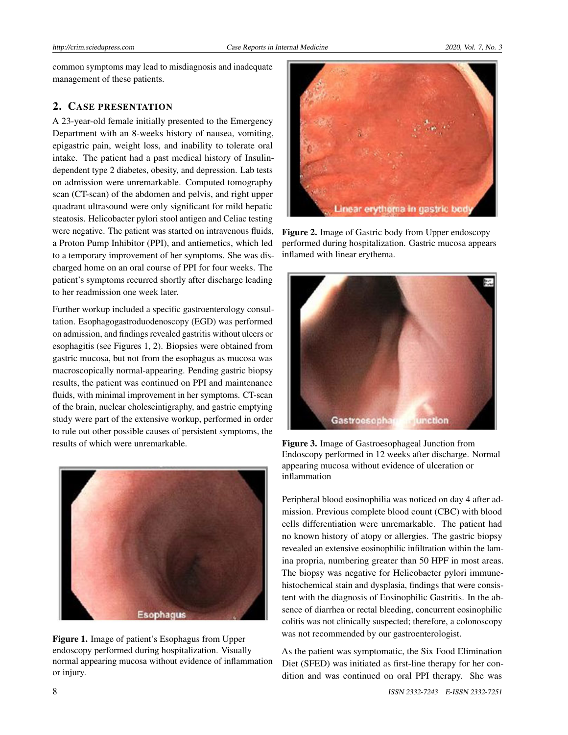common symptoms may lead to misdiagnosis and inadequate management of these patients.

## 2. CASE PRESENTATION

A 23-year-old female initially presented to the Emergency Department with an 8-weeks history of nausea, vomiting, epigastric pain, weight loss, and inability to tolerate oral intake. The patient had a past medical history of Insulin-dependent type 2 diabetes, obesity, and depression. Lab tests on admission were unremarkable. Computed tomography scan (CT-scan) of the abdomen and pelvis, and right upper quadrant ultrasound were only significant for mild hepatic steatosis. Helicobacter pylori stool antigen and Celiac testing were negative. The patient was started on intravenous fluids, a Proton Pump Inhibitor (PPI), and antiemetics, which led to a temporary improvement of her symptoms. She was discharged home on an oral course of PPI for four weeks. The patient's symptoms recurred shortly after discharge leading to her readmission one week later.

Further workup included a specific gastroenterology consultation. Esophagogastroduodenoscopy (EGD) was performed on admission, and findings revealed gastritis without ulcers or esophagitis (see Figures 1, 2). Biopsies were obtained from gastric mucosa, but not from the esophagus as mucosa was macroscopically normal-appearing. Pending gastric biopsy results, the patient was continued on PPI and maintenance fluids, with minimal improvement in her symptoms. CT-scan of the brain, nuclear cholescintigraphy, and gastric emptying study were part of the extensive workup, performed in order to rule out other possible causes of persistent symptoms, the results of which were unremarkable.

**Figure 1.** Image of patient's Esophagus from Upper endoscopy performed during hospitalization. Visually normal appearing mucosa without evidence of inflammation or injury.

**Figure 2.** Image of Gastric body from Upper endoscopy performed during hospitalization. Gastric mucosa appears inflamed with linear erythema.

**Figure 3.** Image of Gastroesophageal Junction from Endoscopy performed in 12 weeks after discharge. Normal appearing mucosa without evidence of ulceration or inflammation

Peripheral blood eosinophilia was noticed on day 4 after admission. Previous complete blood count (CBC) with blood cells differentiation were unremarkable. The patient had no known history of atopy or allergies. The gastric biopsy revealed an extensive eosinophilic infiltration within the lamina propria, numbering greater than 50 HPF in most areas. The biopsy was negative for Helicobacter pylori immunehistochemical stain and dysplasia, findings that were consistent with the diagnosis of Eosinophilic Gastritis. In the absence of diarrhea or rectal bleeding, concurrent eosinophilic colitis was not clinically suspected; therefore, a colonoscopy was not recommended by our gastroenterologist.

As the patient was symptomatic, the Six Food Elimination Diet (SFED) was initiated as first-line therapy for her condition and was continued on oral PPI therapy. She was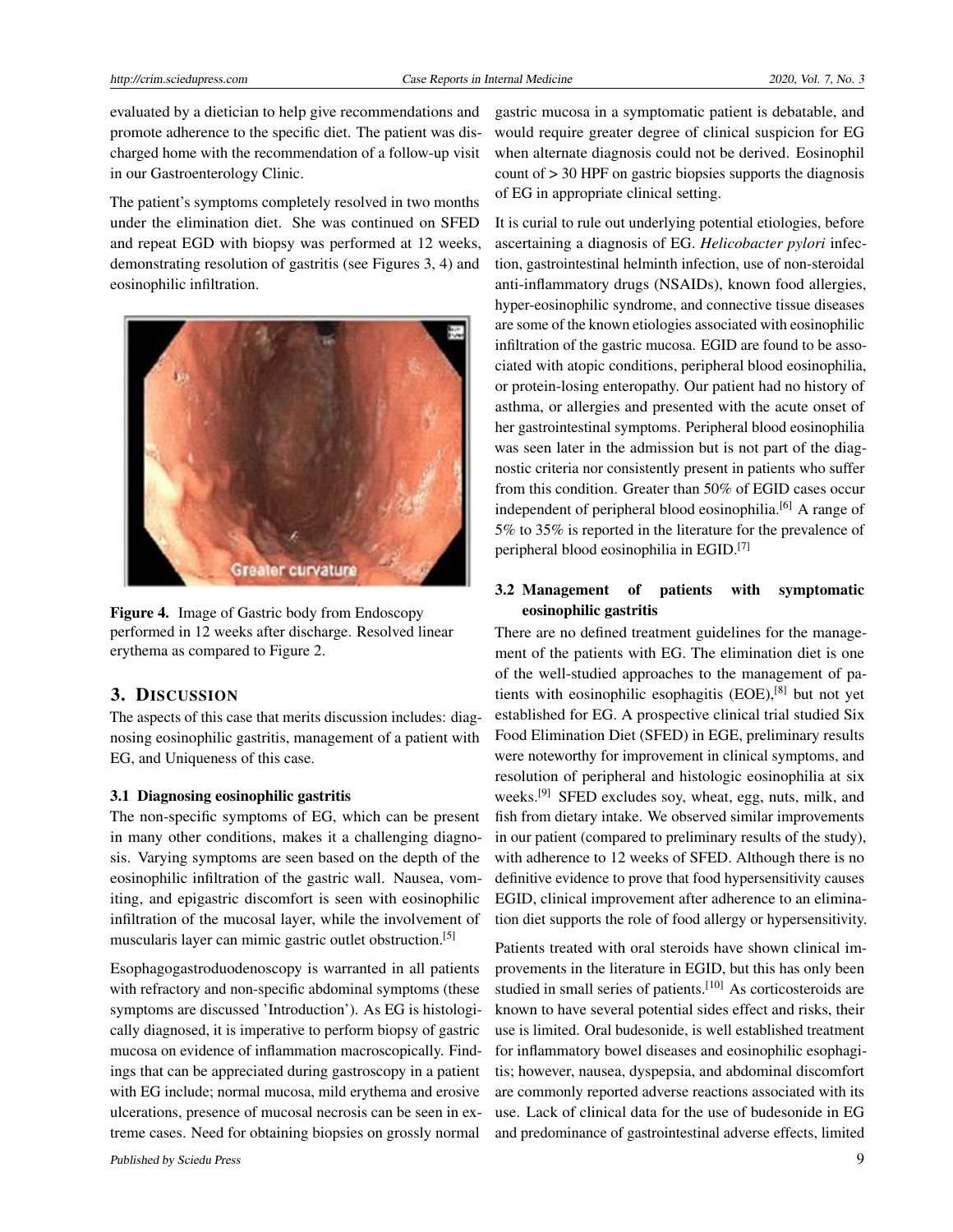evaluated by a dietician to help give recommendations and promote adherence to the specific diet. The patient was discharged home with the recommendation of a follow-up visit in our Gastroenterology Clinic.

The patient's symptoms completely resolved in two months under the elimination diet. She was continued on SFED and repeat EGD with biopsy was performed at 12 weeks, demonstrating resolution of gastritis (see Figures 3, 4) and eosinophilic infiltration.

**Figure 4.** Image of Gastric body from Endoscopy performed in 12 weeks after discharge. Resolved linear erythema as compared to Figure 2.

## 3. DISCUSSION

The aspects of this case that merits discussion includes: diagnosing eosinophilic gastritis, management of a patient with EG, and Uniqueness of this case.

### 3.1 Diagnosing eosinophilic gastritis

The non-specific symptoms of EG, which can be present in many other conditions, makes it a challenging diagnosis. Varying symptoms are seen based on the depth of the eosinophilic infiltration of the gastric wall. Nausea, vomiting, and epigastric discomfort is seen with eosinophilic infiltration of the mucosal layer, while the involvement of muscularis layer can mimic gastric outlet obstruction.[5]

Esophagogastroduodenoscopy is warranted in all patients with refractory and non-specific abdominal symptoms (these symptoms are discussed 'Introduction'). As EG is histologically diagnosed, it is imperative to perform biopsy of gastric mucosa on evidence of inflammation macroscopically. Findings that can be appreciated during gastroscopy in a patient with EG include; normal mucosa, mild erythema and erosive ulcerations, presence of mucosal necrosis can be seen in extreme cases. Need for obtaining biopsies on grossly normal gastric mucosa in a symptomatic patient is debatable, and would require greater degree of clinical suspicion for EG when alternate diagnosis could not be derived. Eosinophil count of > 30 HPF on gastric biopsies supports the diagnosis of EG in appropriate clinical setting.

It is curial to rule out underlying potential etiologies, before ascertaining a diagnosis of EG. *Helicobacter pylori* infection, gastrointestinal helminth infection, use of non-steroidal anti-inflammatory drugs (NSAIDs), known food allergies, hyper-eosinophilic syndrome, and connective tissue diseases are some of the known etiologies associated with eosinophilic infiltration of the gastric mucosa. EGID are found to be associated with atopic conditions, peripheral blood eosinophilia, or protein-losing enteropathy. Our patient had no history of asthma, or allergies and presented with the acute onset of her gastrointestinal symptoms. Peripheral blood eosinophilia was seen later in the admission but is not part of the diagnostic criteria nor consistently present in patients who suffer from this condition. Greater than 50% of EGID cases occur independent of peripheral blood eosinophilia.[6] A range of 5% to 35% is reported in the literature for the prevalence of peripheral blood eosinophilia in EGID.[7]

### 3.2 Management of patients with symptomatic eosinophilic gastritis

There are no defined treatment guidelines for the management of the patients with EG. The elimination diet is one of the well-studied approaches to the management of patients with eosinophilic esophagitis (EOE),[8] but not yet established for EG. A prospective clinical trial studied Six Food Elimination Diet (SFED) in EGE, preliminary results were noteworthy for improvement in clinical symptoms, and resolution of peripheral and histologic eosinophilia at six weeks.[9] SFED excludes soy, wheat, egg, nuts, milk, and fish from dietary intake. We observed similar improvements in our patient (compared to preliminary results of the study), with adherence to 12 weeks of SFED. Although there is no definitive evidence to prove that food hypersensitivity causes EGID, clinical improvement after adherence to an elimination diet supports the role of food allergy or hypersensitivity.

Patients treated with oral steroids have shown clinical improvements in the literature in EGID, but this has only been studied in small series of patients.[10] As corticosteroids are known to have several potential sides effect and risks, their use is limited. Oral budesonide, is well established treatment for inflammatory bowel diseases and eosinophilic esophagitis; however, nausea, dyspepsia, and abdominal discomfort are commonly reported adverse reactions associated with its use. Lack of clinical data for the use of budesonide in EG and predominance of gastrointestinal adverse effects, limited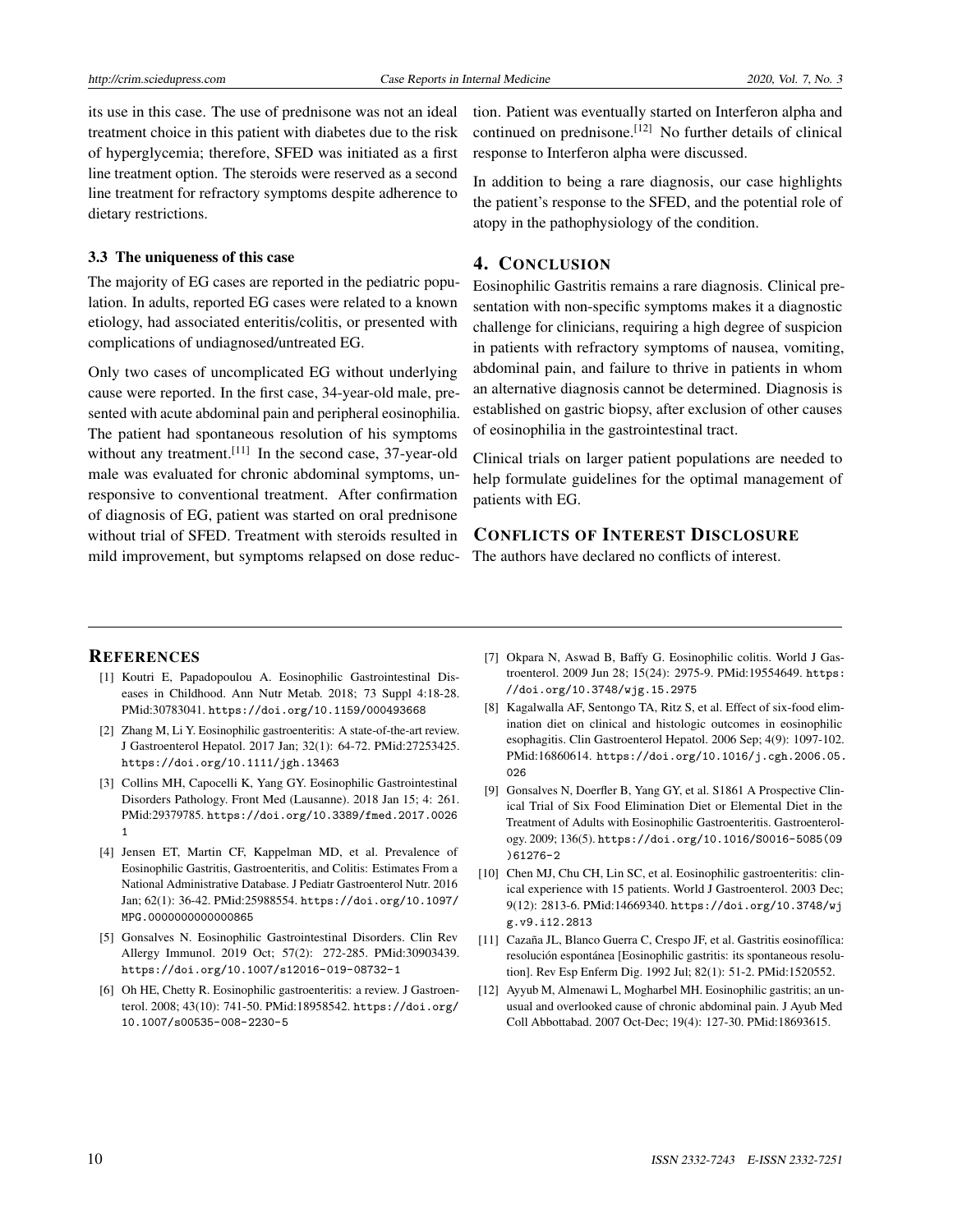its use in this case. The use of prednisone was not an ideal treatment choice in this patient with diabetes due to the risk of hyperglycemia; therefore, SFED was initiated as a first line treatment option. The steroids were reserved as a second line treatment for refractory symptoms despite adherence to dietary restrictions.

### 3.3 The uniqueness of this case

The majority of EG cases are reported in the pediatric population. In adults, reported EG cases were related to a known etiology, had associated enteritis/colitis, or presented with complications of undiagnosed/untreated EG.

Only two cases of uncomplicated EG without underlying cause were reported. In the first case, 34-year-old male, presented with acute abdominal pain and peripheral eosinophilia. The patient had spontaneous resolution of his symptoms without any treatment.[11] In the second case, 37-year-old male was evaluated for chronic abdominal symptoms, unresponsive to conventional treatment. After confirmation of diagnosis of EG, patient was started on oral prednisone without trial of SFED. Treatment with steroids resulted in mild improvement, but symptoms relapsed on dose reduction. Patient was eventually started on Interferon alpha and continued on prednisone.[12] No further details of clinical response to Interferon alpha were discussed.

In addition to being a rare diagnosis, our case highlights the patient's response to the SFED, and the potential role of atopy in the pathophysiology of the condition.

## 4. CONCLUSION

Eosinophilic Gastritis remains a rare diagnosis. Clinical presentation with non-specific symptoms makes it a diagnostic challenge for clinicians, requiring a high degree of suspicion in patients with refractory symptoms of nausea, vomiting, abdominal pain, and failure to thrive in patients in whom an alternative diagnosis cannot be determined. Diagnosis is established on gastric biopsy, after exclusion of other causes of eosinophilia in the gastrointestinal tract.

Clinical trials on larger patient populations are needed to help formulate guidelines for the optimal management of patients with EG.

## CONFLICTS OF INTEREST DISCLOSURE

The authors have declared no conflicts of interest.

## REFERENCES

[1] Koutri E, Papadopoulou A. Eosinophilic Gastrointestinal Diseases in Childhood. Ann Nutr Metab. 2018; 73 Suppl 4:18-28. PMid:30783041. https://doi.org/10.1159/000493668

[2] Zhang M, Li Y. Eosinophilic gastroenteritis: A state-of-the-art review. J Gastroenterol Hepatol. 2017 Jan; 32(1): 64-72. PMid:27253425. https://doi.org/10.1111/jgh.13463

[3] Collins MH, Capocelli K, Yang GY. Eosinophilic Gastrointestinal Disorders Pathology. Front Med (Lausanne). 2018 Jan 15; 4: 261. PMid:29379785. https://doi.org/10.3389/fmed.2017.00261

[4] Jensen ET, Martin CF, Kappelman MD, et al. Prevalence of Eosinophilic Gastritis, Gastroenteritis, and Colitis: Estimates From a National Administrative Database. J Pediatr Gastroenterol Nutr. 2016 Jan; 62(1): 36-42. PMid:25988554. https://doi.org/10.1097/MPG.0000000000000865

[5] Gonsalves N. Eosinophilic Gastrointestinal Disorders. Clin Rev Allergy Immunol. 2019 Oct; 57(2): 272-285. PMid:30903439. https://doi.org/10.1007/s12016-019-08732-1

[6] Oh HE, Chetty R. Eosinophilic gastroenteritis: a review. J Gastroenterol. 2008; 43(10): 741-50. PMid:18958542. https://doi.org/10.1007/s00535-008-2230-5

[7] Okpara N, Aswad B, Baffy G. Eosinophilic colitis. World J Gastroenterol. 2009 Jun 28; 15(24): 2975-9. PMid:19554649. https://doi.org/10.3748/wjg.15.2975

[8] Kagalwalla AF, Sentongo TA, Ritz S, et al. Effect of six-food elimination diet on clinical and histologic outcomes in eosinophilic esophagitis. Clin Gastroenterol Hepatol. 2006 Sep; 4(9): 1097-102. PMid:16860614. https://doi.org/10.1016/j.cgh.2006.05.026

[9] Gonsalves N, Doerfler B, Yang GY, et al. S1861 A Prospective Clinical Trial of Six Food Elimination Diet or Elemental Diet in the Treatment of Adults with Eosinophilic Gastroenteritis. Gastroenterology. 2009; 136(5). https://doi.org/10.1016/S0016-5085(09)61276-2

[10] Chen MJ, Chu CH, Lin SC, et al. Eosinophilic gastroenteritis: clinical experience with 15 patients. World J Gastroenterol. 2003 Dec; 9(12): 2813-6. PMid:14669340. https://doi.org/10.3748/wjg.v9.i12.2813

[11] Cazaña JL, Blanco Guerra C, Crespo JF, et al. Gastritis eosinofílica: resolución espontánea [Eosinophilic gastritis: its spontaneous resolution]. Rev Esp Enferm Dig. 1992 Jul; 82(1): 51-2. PMid:1520552.

[12] Ayyub M, Almenawi L, Mogharbel MH. Eosinophilic gastritis; an unusual and overlooked cause of chronic abdominal pain. J Ayub Med Coll Abbottabad. 2007 Oct-Dec; 19(4): 127-30. PMid:18693615.